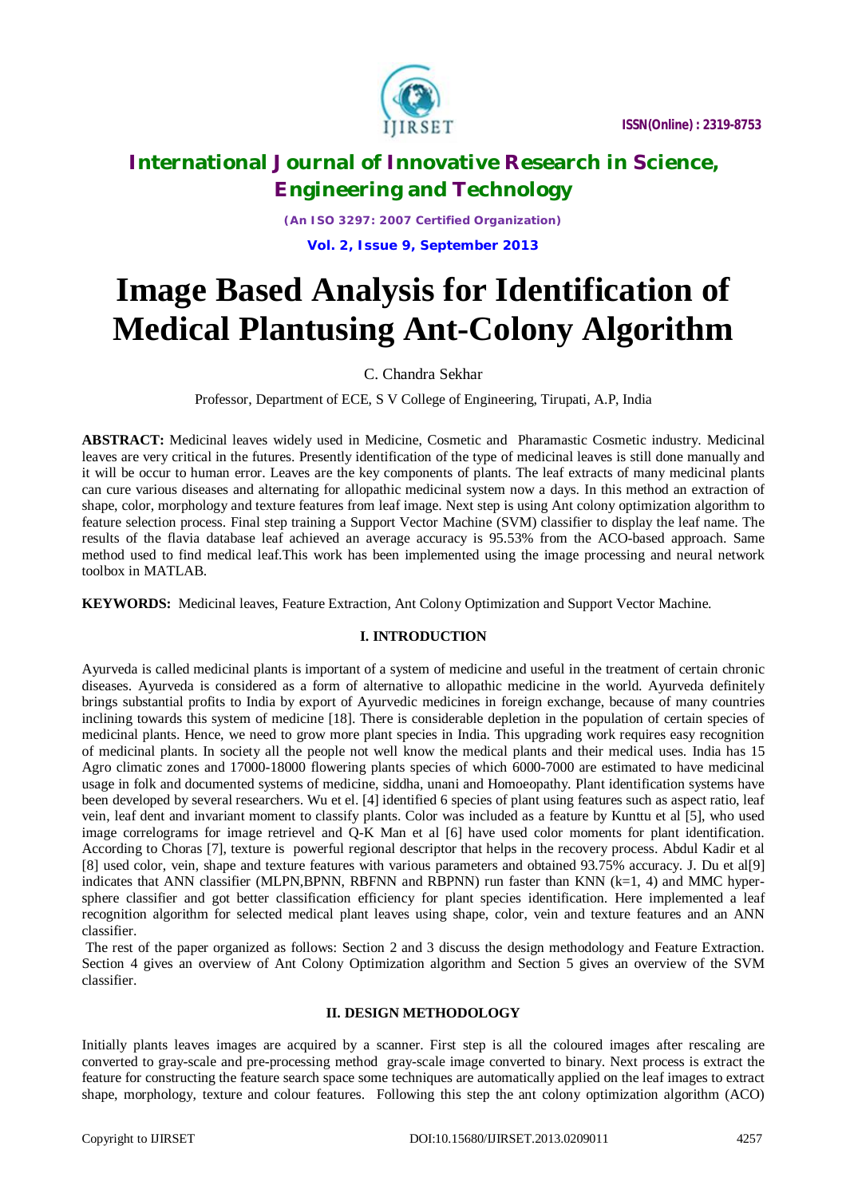# International Journal of Innovative Research in Science, Engineering and Technology

*(An ISO 3297: 2007 Certified Organization)*

**Vol. 2, Issue 9, September 2013**

# Image Based Analysis for Identification of Medical Plantusing Ant-Colony Algorithm

C. Chandra Sekhar

Professor, Department of ECE, S V College of Engineering, Tirupati, A.P, India

**ABSTRACT:** Medicinal leaves widely used in Medicine, Cosmetic and Pharamastic Cosmetic industry. Medicinal leaves are very critical in the futures. Presently identification of the type of medicinal leaves is still done manually and it will be occur to human error. Leaves are the key components of plants. The leaf extracts of many medicinal plants can cure various diseases and alternating for allopathic medicinal system now a days. In this method an extraction of shape, color, morphology and texture features from leaf image. Next step is using Ant colony optimization algorithm to feature selection process. Final step training a Support Vector Machine (SVM) classifier to display the leaf name. The results of the flavia database leaf achieved an average accuracy is 95.53% from the ACO-based approach. Same method used to find medical leaf.This work has been implemented using the image processing and neural network toolbox in MATLAB.

**KEYWORDS:** Medicinal leaves, Feature Extraction, Ant Colony Optimization and Support Vector Machine.

## I. INTRODUCTION

Ayurveda is called medicinal plants is important of a system of medicine and useful in the treatment of certain chronic diseases. Ayurveda is considered as a form of alternative to allopathic medicine in the world. Ayurveda definitely brings substantial profits to India by export of Ayurvedic medicines in foreign exchange, because of many countries inclining towards this system of medicine [18]. There is considerable depletion in the population of certain species of medicinal plants. Hence, we need to grow more plant species in India. This upgrading work requires easy recognition of medicinal plants. In society all the people not well know the medical plants and their medical uses. India has 15 Agro climatic zones and 17000-18000 flowering plants species of which 6000-7000 are estimated to have medicinal usage in folk and documented systems of medicine, siddha, unani and Homoeopathy. Plant identification systems have been developed by several researchers. Wu et el. [4] identified 6 species of plant using features such as aspect ratio, leaf vein, leaf dent and invariant moment to classify plants. Color was included as a feature by Kunttu et al [5], who used image correlograms for image retrievel and Q-K Man et al [6] have used color moments for plant identification. According to Choras [7], texture is powerful regional descriptor that helps in the recovery process. Abdul Kadir et al [8] used color, vein, shape and texture features with various parameters and obtained 93.75% accuracy. J. Du et al[9] indicates that ANN classifier (MLPN,BPNN, RBFNN and RBPNN) run faster than KNN (k=1, 4) and MMC hyper-sphere classifier and got better classification efficiency for plant species identification. Here implemented a leaf recognition algorithm for selected medical plant leaves using shape, color, vein and texture features and an ANN classifier.

The rest of the paper organized as follows: Section 2 and 3 discuss the design methodology and Feature Extraction. Section 4 gives an overview of Ant Colony Optimization algorithm and Section 5 gives an overview of the SVM classifier.

## II. DESIGN METHODOLOGY

Initially plants leaves images are acquired by a scanner. First step is all the coloured images after rescaling are converted to gray-scale and pre-processing method gray-scale image converted to binary. Next process is extract the feature for constructing the feature search space some techniques are automatically applied on the leaf images to extract shape, morphology, texture and colour features. Following this step the ant colony optimization algorithm (ACO)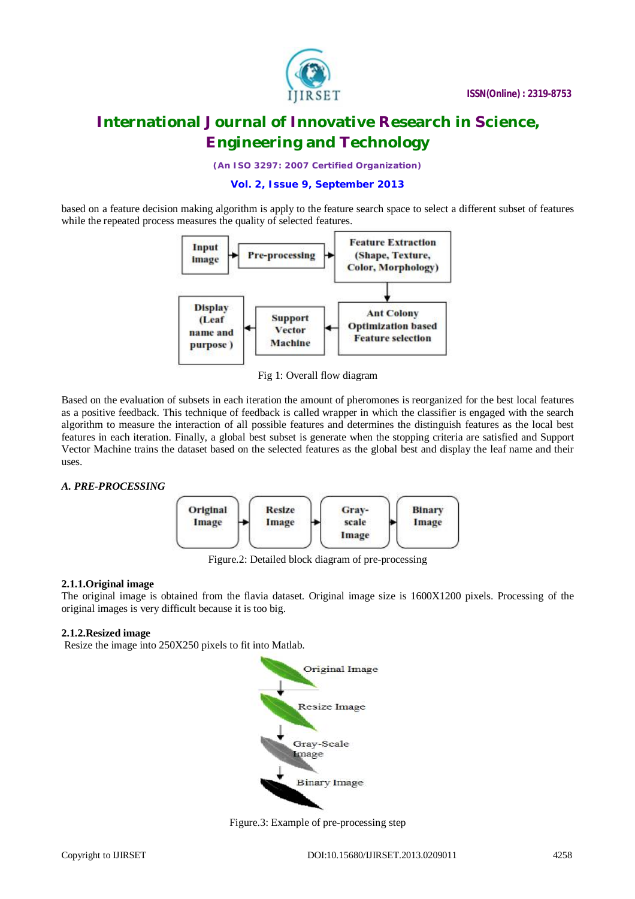based on a feature decision making algorithm is apply to the feature search space to select a different subset of features while the repeated process measures the quality of selected features.

Fig 1: Overall flow diagram

Based on the evaluation of subsets in each iteration the amount of pheromones is reorganized for the best local features as a positive feedback. This technique of feedback is called wrapper in which the classifier is engaged with the search algorithm to measure the interaction of all possible features and determines the distinguish features as the local best features in each iteration. Finally, a global best subset is generate when the stopping criteria are satisfied and Support Vector Machine trains the dataset based on the selected features as the global best and display the leaf name and their uses.

### *A. PRE-PROCESSING*

Figure.2: Detailed block diagram of pre-processing

#### 2.1.1.Original image

The original image is obtained from the flavia dataset. Original image size is 1600X1200 pixels. Processing of the original images is very difficult because it is too big.

#### 2.1.2.Resized image

Resize the image into 250X250 pixels to fit into Matlab.

Figure.3: Example of pre-processing step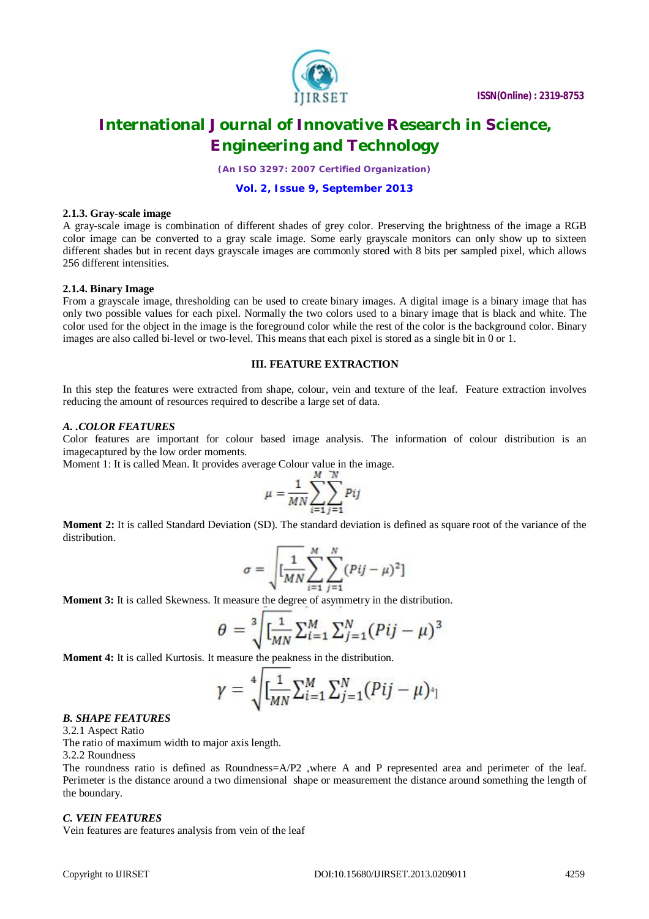#### 2.1.3. Gray-scale image

A gray-scale image is combination of different shades of grey color. Preserving the brightness of the image a RGB color image can be converted to a gray scale image. Some early grayscale monitors can only show up to sixteen different shades but in recent days grayscale images are commonly stored with 8 bits per sampled pixel, which allows 256 different intensities.

#### 2.1.4. Binary Image

From a grayscale image, thresholding can be used to create binary images. A digital image is a binary image that has only two possible values for each pixel. Normally the two colors used to a binary image that is black and white. The color used for the object in the image is the foreground color while the rest of the color is the background color. Binary images are also called bi-level or two-level. This means that each pixel is stored as a single bit in 0 or 1.

## III. FEATURE EXTRACTION

In this step the features were extracted from shape, colour, vein and texture of the leaf. Feature extraction involves reducing the amount of resources required to describe a large set of data.

### *A. .COLOR FEATURES*

Color features are important for colour based image analysis. The information of colour distribution is an imagecaptured by the low order moments.

Moment 1: It is called Mean. It provides average Colour value in the image.

$$\mu = \frac{1}{MN}\sum_{i=1}^{M}\sum_{j=1}^{N} Pij$$

**Moment 2:** It is called Standard Deviation (SD). The standard deviation is defined as square root of the variance of the distribution.

$$\sigma = \sqrt{\left[\frac{1}{MN}\sum_{i=1}^{M}\sum_{j=1}^{N}(Pij-\mu)^2\right]}$$

**Moment 3:** It is called Skewness. It measure the degree of asymmetry in the distribution.

$$\theta = \sqrt[3]{\left[\frac{1}{MN}\sum_{i=1}^{M}\sum_{j=1}^{N}(Pij-\mu)^3\right.}$$

**Moment 4:** It is called Kurtosis. It measure the peakness in the distribution.

$$\gamma = \sqrt[4]{\left[\frac{1}{MN}\sum_{i=1}^{M}\sum_{j=1}^{N}(Pij-\mu)^4\right]}$$

### *B. SHAPE FEATURES*

3.2.1 Aspect Ratio

The ratio of maximum width to major axis length.

3.2.2 Roundness

The roundness ratio is defined as Roundness=A/P2 ,where A and P represented area and perimeter of the leaf. Perimeter is the distance around a two dimensional shape or measurement the distance around something the length of the boundary.

### *C. VEIN FEATURES*

Vein features are features analysis from vein of the leaf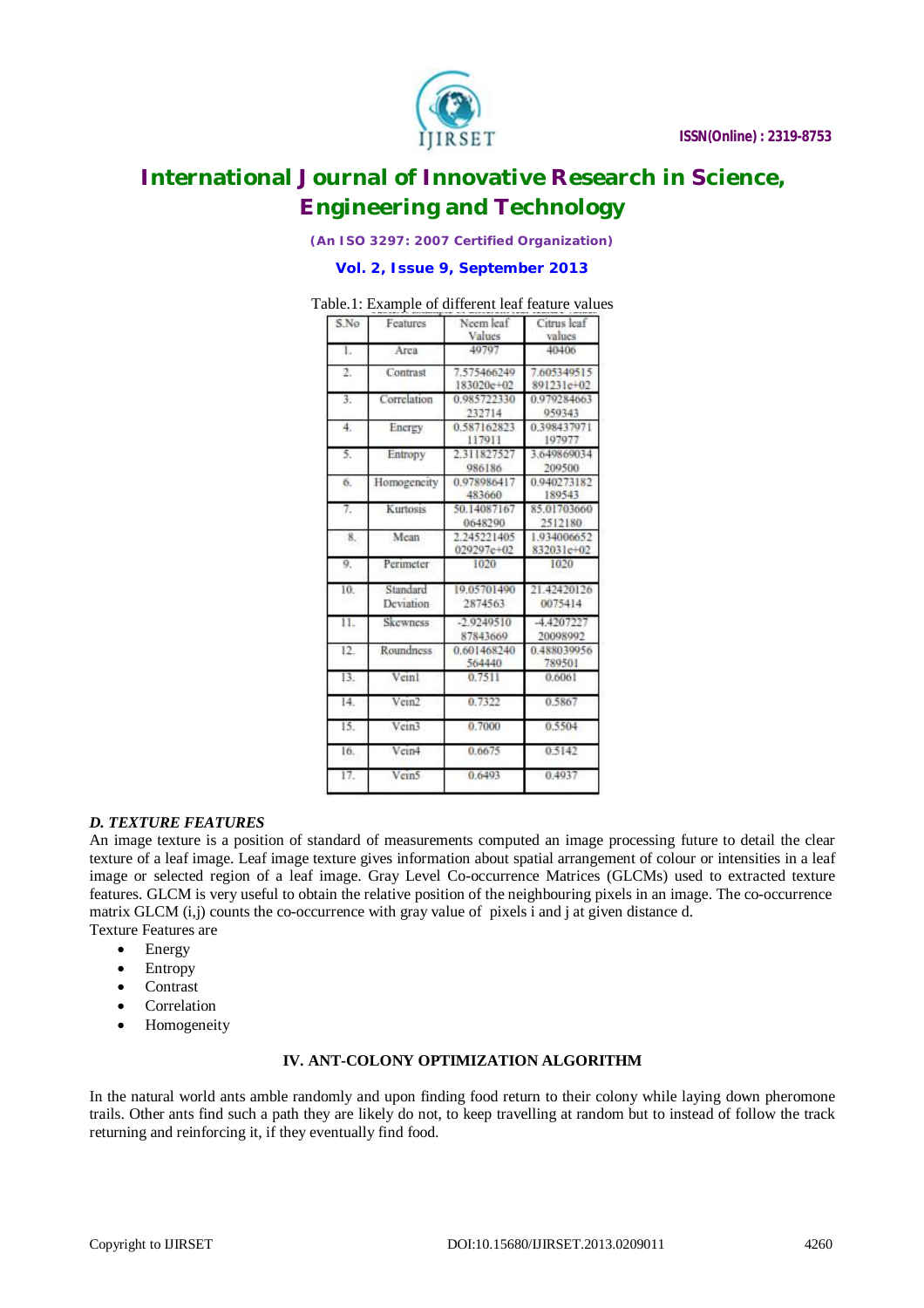Table.1: Example of different leaf feature values

| S.No | Features | Neem leaf Values | Citrus leaf values |
|---|---|---|---|
| 1. | Area | 49797 | 40406 |
| 2. | Contrast | 7.575466249 183020e+02 | 7.605349515 891231e+02 |
| 3. | Correlation | 0.985722330 232714 | 0.979284663 959343 |
| 4. | Energy | 0.587162823 117911 | 0.398437971 197977 |
| 5. | Entropy | 2.311827527 986186 | 3.649869034 209500 |
| 6. | Homogeneity | 0.978986417 483660 | 0.940273182 189543 |
| 7. | Kurtosis | 50.14087167 0648290 | 85.01703660 2512180 |
| 8. | Mean | 2.245221405 029297e+02 | 1.934006652 832031e+02 |
| 9. | Perimeter | 1020 | 1020 |
| 10. | Standard Deviation | 19.05701490 2874563 | 21.42420126 0075414 |
| 11. | Skewness | -2.9249510 87843669 | -4.4207227 20098992 |
| 12. | Roundness | 0.601468240 564440 | 0.488039956 789501 |
| 13. | Vein1 | 0.7511 | 0.6061 |
| 14. | Vein2 | 0.7322 | 0.5867 |
| 15. | Vein3 | 0.7000 | 0.5504 |
| 16. | Vein4 | 0.6675 | 0.5142 |
| 17. | Vein5 | 0.6493 | 0.4937 |

### *D. TEXTURE FEATURES*

An image texture is a position of standard of measurements computed an image processing future to detail the clear texture of a leaf image. Leaf image texture gives information about spatial arrangement of colour or intensities in a leaf image or selected region of a leaf image. Gray Level Co-occurrence Matrices (GLCMs) used to extracted texture features. GLCM is very useful to obtain the relative position of the neighbouring pixels in an image. The co-occurrence matrix GLCM (i,j) counts the co-occurrence with gray value of pixels i and j at given distance d.

Texture Features are

- Energy
- Entropy
- Contrast
- Correlation
- Homogeneity

## IV. ANT-COLONY OPTIMIZATION ALGORITHM

In the natural world ants amble randomly and upon finding food return to their colony while laying down pheromone trails. Other ants find such a path they are likely do not, to keep travelling at random but to instead of follow the track returning and reinforcing it, if they eventually find food.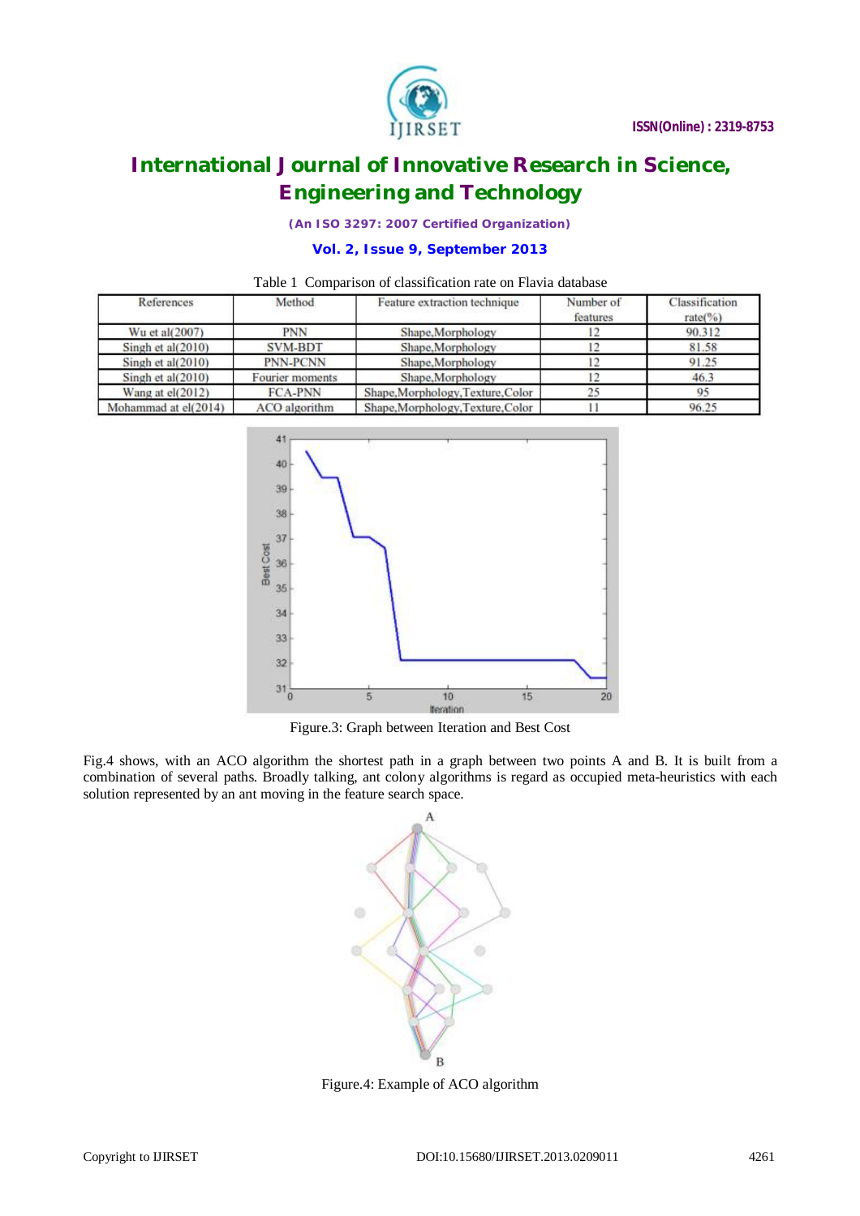Table 1 Comparison of classification rate on Flavia database

| References | Method | Feature extraction technique | Number of features | Classification rate(%) |
|---|---|---|---|---|
| Wu et al(2007) | PNN | Shape,Morphology | 12 | 90.312 |
| Singh et al(2010) | SVM-BDT | Shape,Morphology | 12 | 81.58 |
| Singh et al(2010) | PNN-PCNN | Shape,Morphology | 12 | 91.25 |
| Singh et al(2010) | Fourier moments | Shape,Morphology | 12 | 46.3 |
| Wang at el(2012) | FCA-PNN | Shape,Morphology,Texture,Color | 25 | 95 |
| Mohammad at el(2014) | ACO algorithm | Shape,Morphology,Texture,Color | 11 | 96.25 |

Figure.3: Graph between Iteration and Best Cost

Fig.4 shows, with an ACO algorithm the shortest path in a graph between two points A and B. It is built from a combination of several paths. Broadly talking, ant colony algorithms is regard as occupied meta-heuristics with each solution represented by an ant moving in the feature search space.

Figure.4: Example of ACO algorithm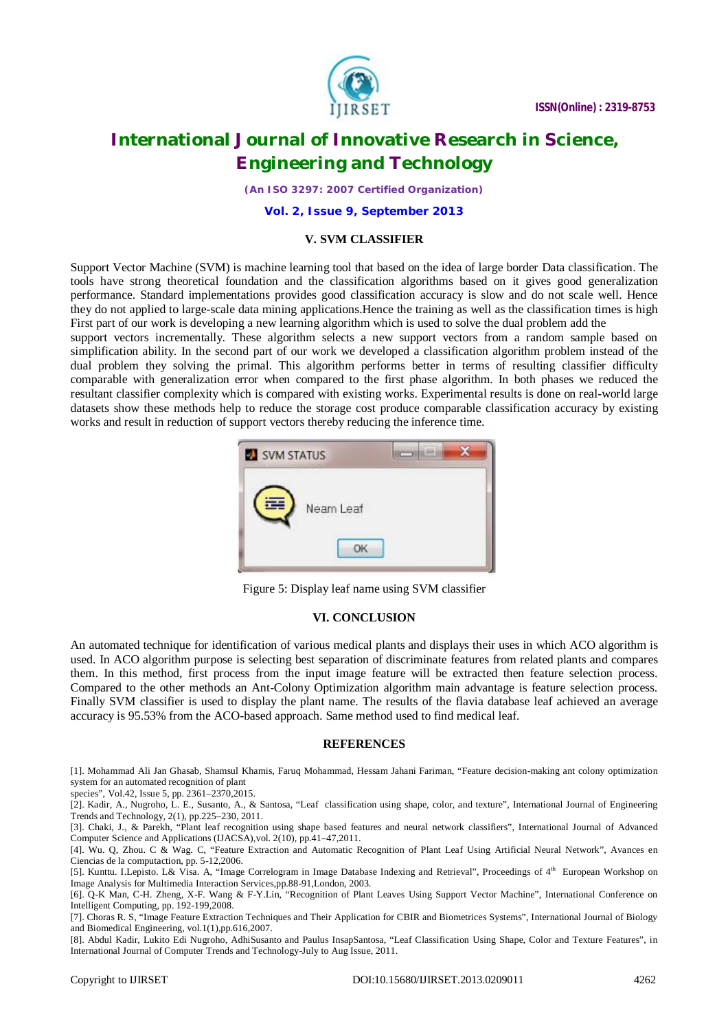## V. SVM CLASSIFIER

Support Vector Machine (SVM) is machine learning tool that based on the idea of large border Data classification. The tools have strong theoretical foundation and the classification algorithms based on it gives good generalization performance. Standard implementations provides good classification accuracy is slow and do not scale well. Hence they do not applied to large-scale data mining applications.Hence the training as well as the classification times is high First part of our work is developing a new learning algorithm which is used to solve the dual problem add the support vectors incrementally. These algorithm selects a new support vectors from a random sample based on simplification ability. In the second part of our work we developed a classification algorithm problem instead of the dual problem they solving the primal. This algorithm performs better in terms of resulting classifier difficulty comparable with generalization error when compared to the first phase algorithm. In both phases we reduced the resultant classifier complexity which is compared with existing works. Experimental results is done on real-world large datasets show these methods help to reduce the storage cost produce comparable classification accuracy by existing works and result in reduction of support vectors thereby reducing the inference time.

Figure 5: Display leaf name using SVM classifier

## VI. CONCLUSION

An automated technique for identification of various medical plants and displays their uses in which ACO algorithm is used. In ACO algorithm purpose is selecting best separation of discriminate features from related plants and compares them. In this method, first process from the input image feature will be extracted then feature selection process. Compared to the other methods an Ant-Colony Optimization algorithm main advantage is feature selection process. Finally SVM classifier is used to display the plant name. The results of the flavia database leaf achieved an average accuracy is 95.53% from the ACO-based approach. Same method used to find medical leaf.

## REFERENCES

[1]. Mohammad Ali Jan Ghasab, Shamsul Khamis, Faruq Mohammad, Hessam Jahani Fariman, "Feature decision-making ant colony optimization system for an automated recognition of plant species", Vol.42, Issue 5, pp. 2361–2370,2015.

[2]. Kadir, A., Nugroho, L. E., Susanto, A., & Santosa, "Leaf classification using shape, color, and texture", International Journal of Engineering Trends and Technology, 2(1), pp.225–230, 2011.

[3]. Chaki, J., & Parekh, "Plant leaf recognition using shape based features and neural network classifiers", International Journal of Advanced Computer Science and Applications (IJACSA),vol. 2(10), pp.41–47,2011.

[4]. Wu. Q, Zhou. C & Wag. C, "Feature Extraction and Automatic Recognition of Plant Leaf Using Artificial Neural Network", Avances en Ciencias de la computacion, pp. 5-12,2006.

[5]. Kunttu. I.Lepisto. L& Visa. A, "Image Correlogram in Image Database Indexing and Retrieval", Proceedings of 4th European Workshop on Image Analysis for Multimedia Interaction Services,pp.88-91,London, 2003.

[6]. Q-K Man, C-H. Zheng, X-F. Wang & F-Y.Lin, "Recognition of Plant Leaves Using Support Vector Machine", International Conference on Intelligent Computing, pp. 192-199,2008.

[7]. Choras R. S, "Image Feature Extraction Techniques and Their Application for CBIR and Biometrices Systems", International Journal of Biology and Biomedical Engineering, vol.1(1),pp.616,2007.

[8]. Abdul Kadir, Lukito Edi Nugroho, AdhiSusanto and Paulus InsapSantosa, "Leaf Classification Using Shape, Color and Texture Features", in International Journal of Computer Trends and Technology-July to Aug Issue, 2011.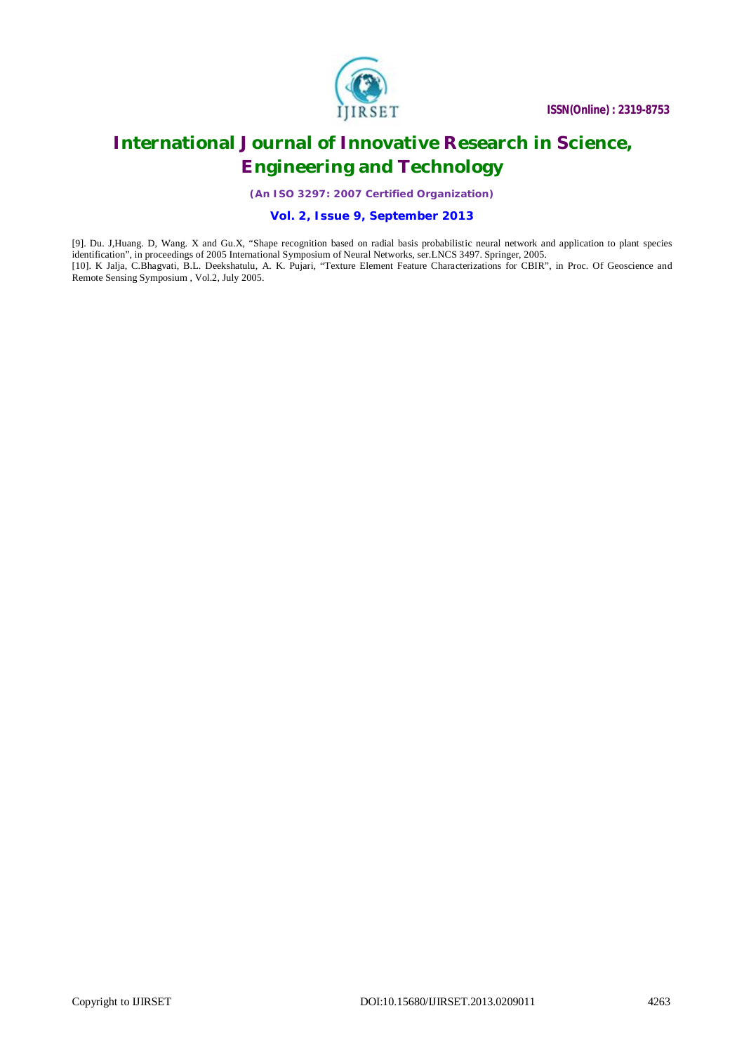[9]. Du. J,Huang. D, Wang. X and Gu.X, "Shape recognition based on radial basis probabilistic neural network and application to plant species identification", in proceedings of 2005 International Symposium of Neural Networks, ser.LNCS 3497. Springer, 2005.

[10]. K Jalja, C.Bhagvati, B.L. Deekshatulu, A. K. Pujari, "Texture Element Feature Characterizations for CBIR", in Proc. Of Geoscience and Remote Sensing Symposium , Vol.2, July 2005.